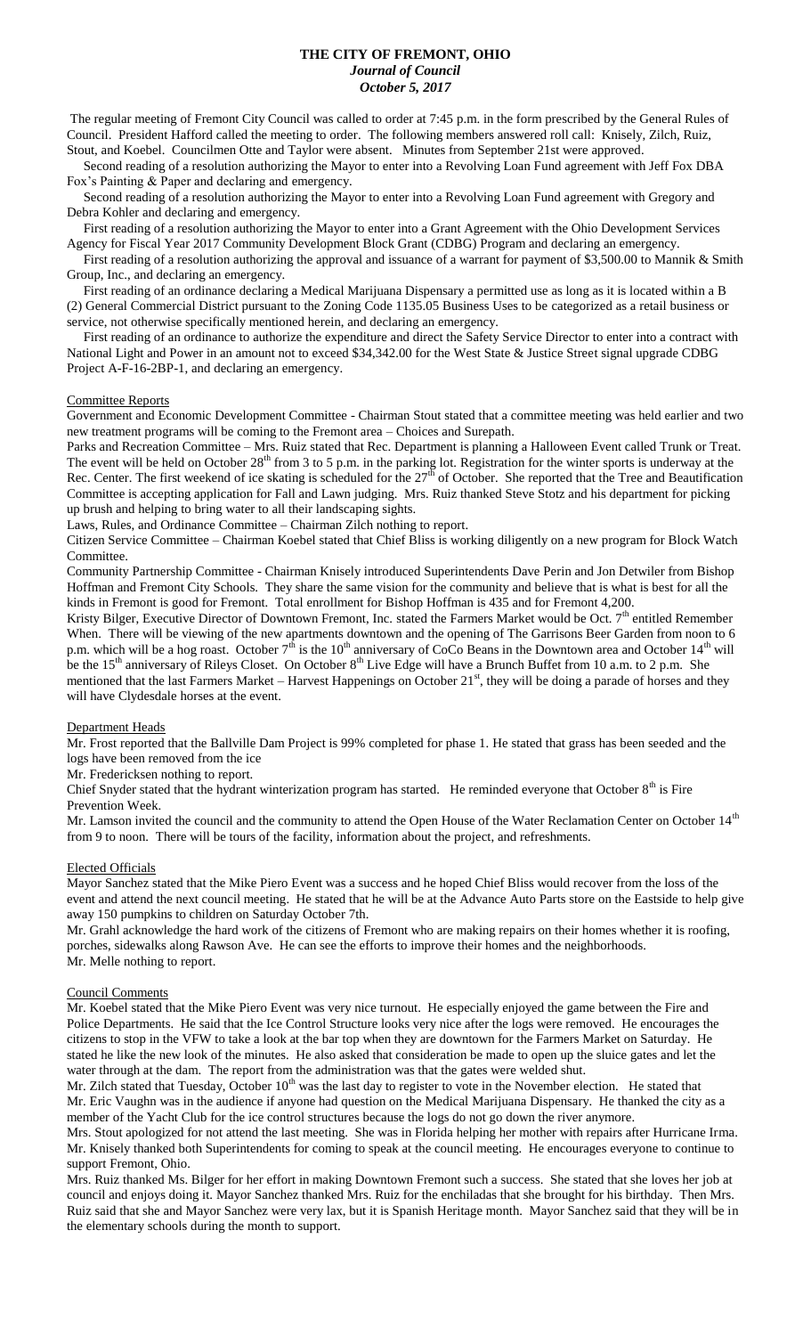# THE CITY OF FREMONT, OHIO
***Journal of Council***
***October 5, 2017***

The regular meeting of Fremont City Council was called to order at 7:45 p.m. in the form prescribed by the General Rules of Council. President Hafford called the meeting to order. The following members answered roll call: Knisely, Zilch, Ruiz, Stout, and Koebel. Councilmen Otte and Taylor were absent. Minutes from September 21st were approved.

Second reading of a resolution authorizing the Mayor to enter into a Revolving Loan Fund agreement with Jeff Fox DBA Fox's Painting & Paper and declaring and emergency.

Second reading of a resolution authorizing the Mayor to enter into a Revolving Loan Fund agreement with Gregory and Debra Kohler and declaring and emergency.

First reading of a resolution authorizing the Mayor to enter into a Grant Agreement with the Ohio Development Services Agency for Fiscal Year 2017 Community Development Block Grant (CDBG) Program and declaring an emergency.

First reading of a resolution authorizing the approval and issuance of a warrant for payment of $3,500.00 to Mannik & Smith Group, Inc., and declaring an emergency.

First reading of an ordinance declaring a Medical Marijuana Dispensary a permitted use as long as it is located within a B (2) General Commercial District pursuant to the Zoning Code 1135.05 Business Uses to be categorized as a retail business or service, not otherwise specifically mentioned herein, and declaring an emergency.

First reading of an ordinance to authorize the expenditure and direct the Safety Service Director to enter into a contract with National Light and Power in an amount not to exceed $34,342.00 for the West State & Justice Street signal upgrade CDBG Project A-F-16-2BP-1, and declaring an emergency.

## Committee Reports

Government and Economic Development Committee - Chairman Stout stated that a committee meeting was held earlier and two new treatment programs will be coming to the Fremont area – Choices and Surepath.

Parks and Recreation Committee – Mrs. Ruiz stated that Rec. Department is planning a Halloween Event called Trunk or Treat. The event will be held on October 28th from 3 to 5 p.m. in the parking lot. Registration for the winter sports is underway at the Rec. Center. The first weekend of ice skating is scheduled for the 27th of October. She reported that the Tree and Beautification Committee is accepting application for Fall and Lawn judging. Mrs. Ruiz thanked Steve Stotz and his department for picking up brush and helping to bring water to all their landscaping sights.

Laws, Rules, and Ordinance Committee – Chairman Zilch nothing to report.

Citizen Service Committee – Chairman Koebel stated that Chief Bliss is working diligently on a new program for Block Watch Committee.

Community Partnership Committee - Chairman Knisely introduced Superintendents Dave Perin and Jon Detwiler from Bishop Hoffman and Fremont City Schools. They share the same vision for the community and believe that is what is best for all the kinds in Fremont is good for Fremont. Total enrollment for Bishop Hoffman is 435 and for Fremont 4,200.

Kristy Bilger, Executive Director of Downtown Fremont, Inc. stated the Farmers Market would be Oct. 7th entitled Remember When. There will be viewing of the new apartments downtown and the opening of The Garrisons Beer Garden from noon to 6 p.m. which will be a hog roast. October 7th is the 10th anniversary of CoCo Beans in the Downtown area and October 14th will be the 15th anniversary of Rileys Closet. On October 8th Live Edge will have a Brunch Buffet from 10 a.m. to 2 p.m. She mentioned that the last Farmers Market – Harvest Happenings on October 21st, they will be doing a parade of horses and they will have Clydesdale horses at the event.

## Department Heads

Mr. Frost reported that the Ballville Dam Project is 99% completed for phase 1. He stated that grass has been seeded and the logs have been removed from the ice

Mr. Fredericksen nothing to report.

Chief Snyder stated that the hydrant winterization program has started. He reminded everyone that October 8th is Fire Prevention Week.

Mr. Lamson invited the council and the community to attend the Open House of the Water Reclamation Center on October 14th from 9 to noon. There will be tours of the facility, information about the project, and refreshments.

## Elected Officials

Mayor Sanchez stated that the Mike Piero Event was a success and he hoped Chief Bliss would recover from the loss of the event and attend the next council meeting. He stated that he will be at the Advance Auto Parts store on the Eastside to help give away 150 pumpkins to children on Saturday October 7th.

Mr. Grahl acknowledge the hard work of the citizens of Fremont who are making repairs on their homes whether it is roofing, porches, sidewalks along Rawson Ave. He can see the efforts to improve their homes and the neighborhoods.

Mr. Melle nothing to report.

## Council Comments

Mr. Koebel stated that the Mike Piero Event was very nice turnout. He especially enjoyed the game between the Fire and Police Departments. He said that the Ice Control Structure looks very nice after the logs were removed. He encourages the citizens to stop in the VFW to take a look at the bar top when they are downtown for the Farmers Market on Saturday. He stated he like the new look of the minutes. He also asked that consideration be made to open up the sluice gates and let the water through at the dam. The report from the administration was that the gates were welded shut.

Mr. Zilch stated that Tuesday, October 10th was the last day to register to vote in the November election. He stated that Mr. Eric Vaughn was in the audience if anyone had question on the Medical Marijuana Dispensary. He thanked the city as a member of the Yacht Club for the ice control structures because the logs do not go down the river anymore.

Mrs. Stout apologized for not attend the last meeting. She was in Florida helping her mother with repairs after Hurricane Irma.

Mr. Knisely thanked both Superintendents for coming to speak at the council meeting. He encourages everyone to continue to support Fremont, Ohio.

Mrs. Ruiz thanked Ms. Bilger for her effort in making Downtown Fremont such a success. She stated that she loves her job at council and enjoys doing it. Mayor Sanchez thanked Mrs. Ruiz for the enchiladas that she brought for his birthday. Then Mrs. Ruiz said that she and Mayor Sanchez were very lax, but it is Spanish Heritage month. Mayor Sanchez said that they will be in the elementary schools during the month to support.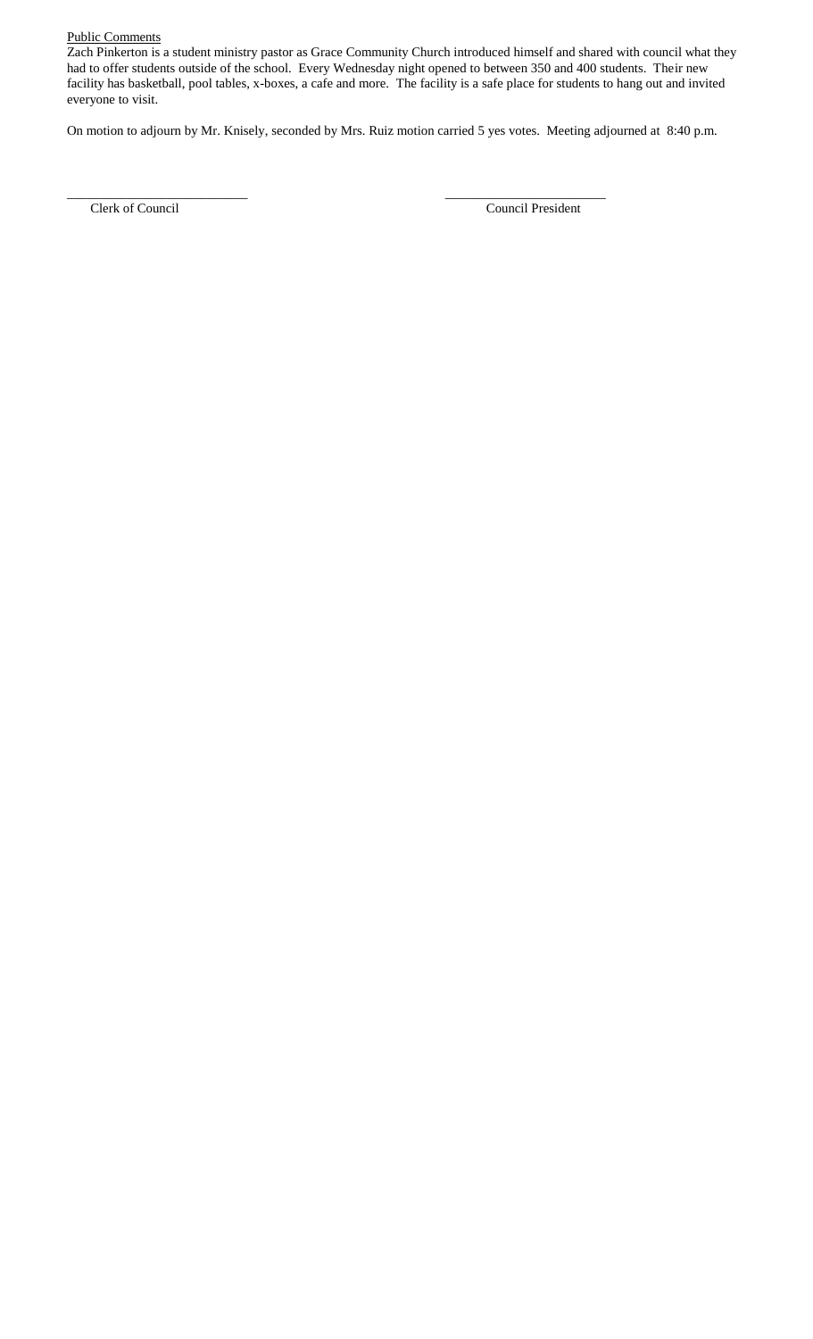Public Comments

Zach Pinkerton is a student ministry pastor as Grace Community Church introduced himself and shared with council what they had to offer students outside of the school. Every Wednesday night opened to between 350 and 400 students. Their new facility has basketball, pool tables, x-boxes, a cafe and more. The facility is a safe place for students to hang out and invited everyone to visit.

On motion to adjourn by Mr. Knisely, seconded by Mrs. Ruiz motion carried 5 yes votes. Meeting adjourned at 8:40 p.m.

\_\_\_\_\_\_\_\_\_\_\_\_\_\_\_\_\_\_\_\_\_\_\_\_\_\_ \_\_\_\_\_\_\_\_\_\_\_\_\_\_\_\_\_\_\_\_\_\_\_\_

Clerk of Council Council President